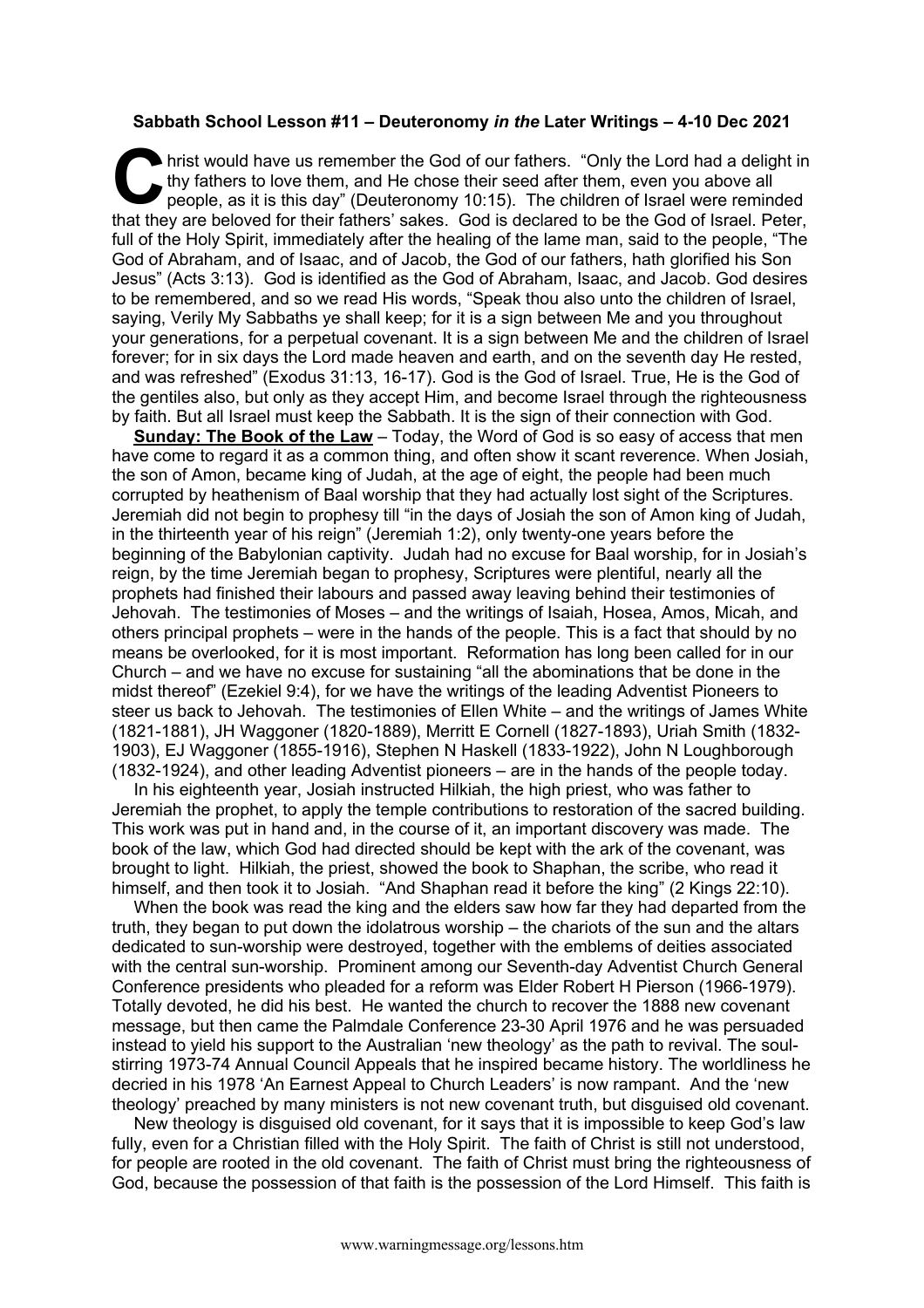**Sabbath School Lesson #11 – Deuteronomy *in the* Later Writings – 4-10 Dec 2021**

Christ would have us remember the God of our fathers. "Only the Lord had a delight in thy fathers to love them, and He chose their seed after them, even you above all people, as it is this day" (Deuteronomy 10:15). The children of Israel were reminded that they are beloved for their fathers' sakes. God is declared to be the God of Israel. Peter, full of the Holy Spirit, immediately after the healing of the lame man, said to the people, "The God of Abraham, and of Isaac, and of Jacob, the God of our fathers, hath glorified his Son Jesus" (Acts 3:13). God is identified as the God of Abraham, Isaac, and Jacob. God desires to be remembered, and so we read His words, "Speak thou also unto the children of Israel, saying, Verily My Sabbaths ye shall keep; for it is a sign between Me and you throughout your generations, for a perpetual covenant. It is a sign between Me and the children of Israel forever; for in six days the Lord made heaven and earth, and on the seventh day He rested, and was refreshed" (Exodus 31:13, 16-17). God is the God of Israel. True, He is the God of the gentiles also, but only as they accept Him, and become Israel through the righteousness by faith. But all Israel must keep the Sabbath. It is the sign of their connection with God.

**Sunday: The Book of the Law** – Today, the Word of God is so easy of access that men have come to regard it as a common thing, and often show it scant reverence. When Josiah, the son of Amon, became king of Judah, at the age of eight, the people had been much corrupted by heathenism of Baal worship that they had actually lost sight of the Scriptures. Jeremiah did not begin to prophesy till "in the days of Josiah the son of Amon king of Judah, in the thirteenth year of his reign" (Jeremiah 1:2), only twenty-one years before the beginning of the Babylonian captivity. Judah had no excuse for Baal worship, for in Josiah's reign, by the time Jeremiah began to prophesy, Scriptures were plentiful, nearly all the prophets had finished their labours and passed away leaving behind their testimonies of Jehovah. The testimonies of Moses – and the writings of Isaiah, Hosea, Amos, Micah, and others principal prophets – were in the hands of the people. This is a fact that should by no means be overlooked, for it is most important. Reformation has long been called for in our Church – and we have no excuse for sustaining "all the abominations that be done in the midst thereof" (Ezekiel 9:4), for we have the writings of the leading Adventist Pioneers to steer us back to Jehovah. The testimonies of Ellen White – and the writings of James White (1821-1881), JH Waggoner (1820-1889), Merritt E Cornell (1827-1893), Uriah Smith (1832-1903), EJ Waggoner (1855-1916), Stephen N Haskell (1833-1922), John N Loughborough (1832-1924), and other leading Adventist pioneers – are in the hands of the people today.

In his eighteenth year, Josiah instructed Hilkiah, the high priest, who was father to Jeremiah the prophet, to apply the temple contributions to restoration of the sacred building. This work was put in hand and, in the course of it, an important discovery was made. The book of the law, which God had directed should be kept with the ark of the covenant, was brought to light. Hilkiah, the priest, showed the book to Shaphan, the scribe, who read it himself, and then took it to Josiah. "And Shaphan read it before the king" (2 Kings 22:10).

When the book was read the king and the elders saw how far they had departed from the truth, they began to put down the idolatrous worship – the chariots of the sun and the altars dedicated to sun-worship were destroyed, together with the emblems of deities associated with the central sun-worship. Prominent among our Seventh-day Adventist Church General Conference presidents who pleaded for a reform was Elder Robert H Pierson (1966-1979). Totally devoted, he did his best. He wanted the church to recover the 1888 new covenant message, but then came the Palmdale Conference 23-30 April 1976 and he was persuaded instead to yield his support to the Australian 'new theology' as the path to revival. The soul-stirring 1973-74 Annual Council Appeals that he inspired became history. The worldliness he decried in his 1978 'An Earnest Appeal to Church Leaders' is now rampant. And the 'new theology' preached by many ministers is not new covenant truth, but disguised old covenant.

New theology is disguised old covenant, for it says that it is impossible to keep God's law fully, even for a Christian filled with the Holy Spirit. The faith of Christ is still not understood, for people are rooted in the old covenant. The faith of Christ must bring the righteousness of God, because the possession of that faith is the possession of the Lord Himself. This faith is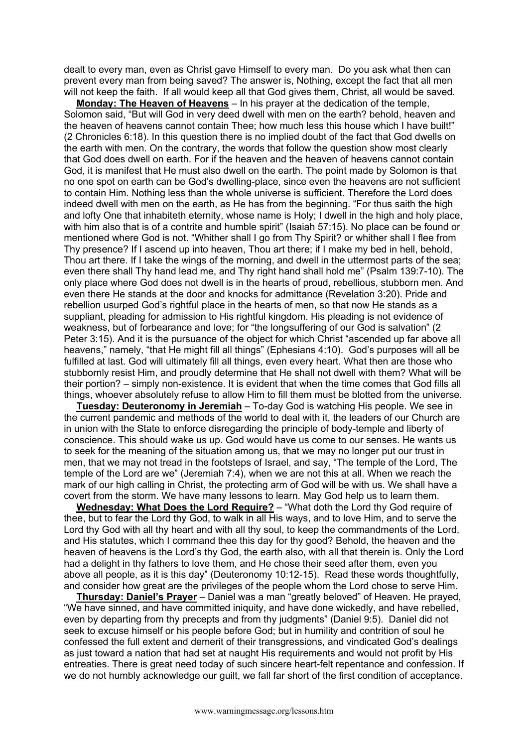dealt to every man, even as Christ gave Himself to every man. Do you ask what then can prevent every man from being saved? The answer is, Nothing, except the fact that all men will not keep the faith. If all would keep all that God gives them, Christ, all would be saved.

**Monday: The Heaven of Heavens** – In his prayer at the dedication of the temple, Solomon said, "But will God in very deed dwell with men on the earth? behold, heaven and the heaven of heavens cannot contain Thee; how much less this house which I have built!" (2 Chronicles 6:18). In this question there is no implied doubt of the fact that God dwells on the earth with men. On the contrary, the words that follow the question show most clearly that God does dwell on earth. For if the heaven and the heaven of heavens cannot contain God, it is manifest that He must also dwell on the earth. The point made by Solomon is that no one spot on earth can be God's dwelling-place, since even the heavens are not sufficient to contain Him. Nothing less than the whole universe is sufficient. Therefore the Lord does indeed dwell with men on the earth, as He has from the beginning. "For thus saith the high and lofty One that inhabiteth eternity, whose name is Holy; I dwell in the high and holy place, with him also that is of a contrite and humble spirit" (Isaiah 57:15). No place can be found or mentioned where God is not. "Whither shall I go from Thy Spirit? or whither shall I flee from Thy presence? If I ascend up into heaven, Thou art there; if I make my bed in hell, behold, Thou art there. If I take the wings of the morning, and dwell in the uttermost parts of the sea; even there shall Thy hand lead me, and Thy right hand shall hold me" (Psalm 139:7-10). The only place where God does not dwell is in the hearts of proud, rebellious, stubborn men. And even there He stands at the door and knocks for admittance (Revelation 3:20). Pride and rebellion usurped God's rightful place in the hearts of men, so that now He stands as a suppliant, pleading for admission to His rightful kingdom. His pleading is not evidence of weakness, but of forbearance and love; for "the longsuffering of our God is salvation" (2 Peter 3:15). And it is the pursuance of the object for which Christ "ascended up far above all heavens," namely, "that He might fill all things" (Ephesians 4:10). God's purposes will all be fulfilled at last. God will ultimately fill all things, even every heart. What then are those who stubbornly resist Him, and proudly determine that He shall not dwell with them? What will be their portion? – simply non-existence. It is evident that when the time comes that God fills all things, whoever absolutely refuse to allow Him to fill them must be blotted from the universe.

**Tuesday: Deuteronomy in Jeremiah** – To-day God is watching His people. We see in the current pandemic and methods of the world to deal with it, the leaders of our Church are in union with the State to enforce disregarding the principle of body-temple and liberty of conscience. This should wake us up. God would have us come to our senses. He wants us to seek for the meaning of the situation among us, that we may no longer put our trust in men, that we may not tread in the footsteps of Israel, and say, "The temple of the Lord, The temple of the Lord are we" (Jeremiah 7:4), when we are not this at all. When we reach the mark of our high calling in Christ, the protecting arm of God will be with us. We shall have a covert from the storm. We have many lessons to learn. May God help us to learn them.

**Wednesday: What Does the Lord Require?** – "What doth the Lord thy God require of thee, but to fear the Lord thy God, to walk in all His ways, and to love Him, and to serve the Lord thy God with all thy heart and with all thy soul, to keep the commandments of the Lord, and His statutes, which I command thee this day for thy good? Behold, the heaven and the heaven of heavens is the Lord's thy God, the earth also, with all that therein is. Only the Lord had a delight in thy fathers to love them, and He chose their seed after them, even you above all people, as it is this day" (Deuteronomy 10:12-15). Read these words thoughtfully, and consider how great are the privileges of the people whom the Lord chose to serve Him.

**Thursday: Daniel's Prayer** – Daniel was a man "greatly beloved" of Heaven. He prayed, "We have sinned, and have committed iniquity, and have done wickedly, and have rebelled, even by departing from thy precepts and from thy judgments" (Daniel 9:5). Daniel did not seek to excuse himself or his people before God; but in humility and contrition of soul he confessed the full extent and demerit of their transgressions, and vindicated God's dealings as just toward a nation that had set at naught His requirements and would not profit by His entreaties. There is great need today of such sincere heart-felt repentance and confession. If we do not humbly acknowledge our guilt, we fall far short of the first condition of acceptance.